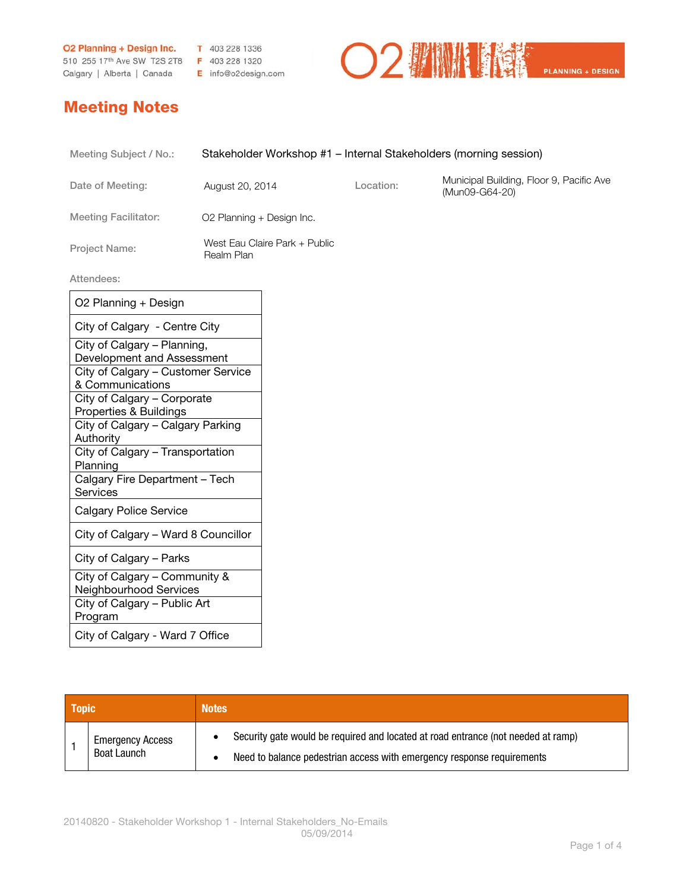O2 Planning + Design Inc.
510 255 17th Ave SW T2S 2T8
Calgary | Alberta | Canada

T 403 228 1336
F 403 228 1320
E info@o2design.com

# Meeting Notes

| | | | |
|---|---|---|---|
| Meeting Subject / No.: | Stakeholder Workshop #1 – Internal Stakeholders (morning session) | | |
| Date of Meeting: | August 20, 2014 | Location: | Municipal Building, Floor 9, Pacific Ave (Mun09-G64-20) |
| Meeting Facilitator: | O2 Planning + Design Inc. | | |
| Project Name: | West Eau Claire Park + Public Realm Plan | | |

Attendees:

| |
|---|
| O2 Planning + Design |
| City of Calgary - Centre City |
| City of Calgary – Planning, Development and Assessment |
| City of Calgary – Customer Service & Communications |
| City of Calgary – Corporate Properties & Buildings |
| City of Calgary – Calgary Parking Authority |
| City of Calgary – Transportation Planning |
| Calgary Fire Department – Tech Services |
| Calgary Police Service |
| City of Calgary – Ward 8 Councillor |
| City of Calgary – Parks |
| City of Calgary – Community & Neighbourhood Services |
| City of Calgary – Public Art Program |
| City of Calgary - Ward 7 Office |

| Topic | | Notes |
|---|---|---|
| 1 | Emergency Access Boat Launch | • Security gate would be required and located at road entrance (not needed at ramp)<br>• Need to balance pedestrian access with emergency response requirements |

20140820 - Stakeholder Workshop 1 - Internal Stakeholders_No-Emails
05/09/2014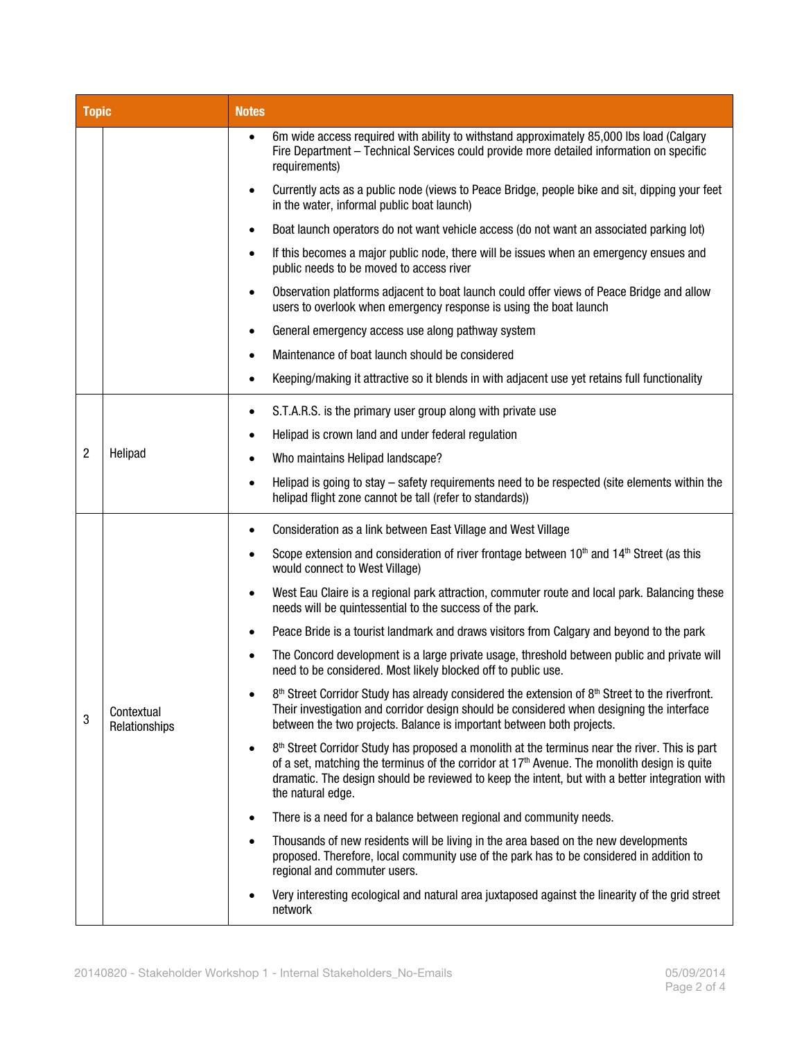| Topic | | Notes |
|---|---|---|
| | | • 6m wide access required with ability to withstand approximately 85,000 lbs load (Calgary Fire Department – Technical Services could provide more detailed information on specific requirements)<br>• Currently acts as a public node (views to Peace Bridge, people bike and sit, dipping your feet in the water, informal public boat launch)<br>• Boat launch operators do not want vehicle access (do not want an associated parking lot)<br>• If this becomes a major public node, there will be issues when an emergency ensues and public needs to be moved to access river<br>• Observation platforms adjacent to boat launch could offer views of Peace Bridge and allow users to overlook when emergency response is using the boat launch<br>• General emergency access use along pathway system<br>• Maintenance of boat launch should be considered<br>• Keeping/making it attractive so it blends in with adjacent use yet retains full functionality |
| 2 | Helipad | • S.T.A.R.S. is the primary user group along with private use<br>• Helipad is crown land and under federal regulation<br>• Who maintains Helipad landscape?<br>• Helipad is going to stay – safety requirements need to be respected (site elements within the helipad flight zone cannot be tall (refer to standards)) |
| 3 | Contextual Relationships | • Consideration as a link between East Village and West Village<br>• Scope extension and consideration of river frontage between 10th and 14th Street (as this would connect to West Village)<br>• West Eau Claire is a regional park attraction, commuter route and local park. Balancing these needs will be quintessential to the success of the park.<br>• Peace Bride is a tourist landmark and draws visitors from Calgary and beyond to the park<br>• The Concord development is a large private usage, threshold between public and private will need to be considered. Most likely blocked off to public use.<br>• 8th Street Corridor Study has already considered the extension of 8th Street to the riverfront. Their investigation and corridor design should be considered when designing the interface between the two projects. Balance is important between both projects.<br>• 8th Street Corridor Study has proposed a monolith at the terminus near the river. This is part of a set, matching the terminus of the corridor at 17th Avenue. The monolith design is quite dramatic. The design should be reviewed to keep the intent, but with a better integration with the natural edge.<br>• There is a need for a balance between regional and community needs.<br>• Thousands of new residents will be living in the area based on the new developments proposed. Therefore, local community use of the park has to be considered in addition to regional and commuter users.<br>• Very interesting ecological and natural area juxtaposed against the linearity of the grid street network |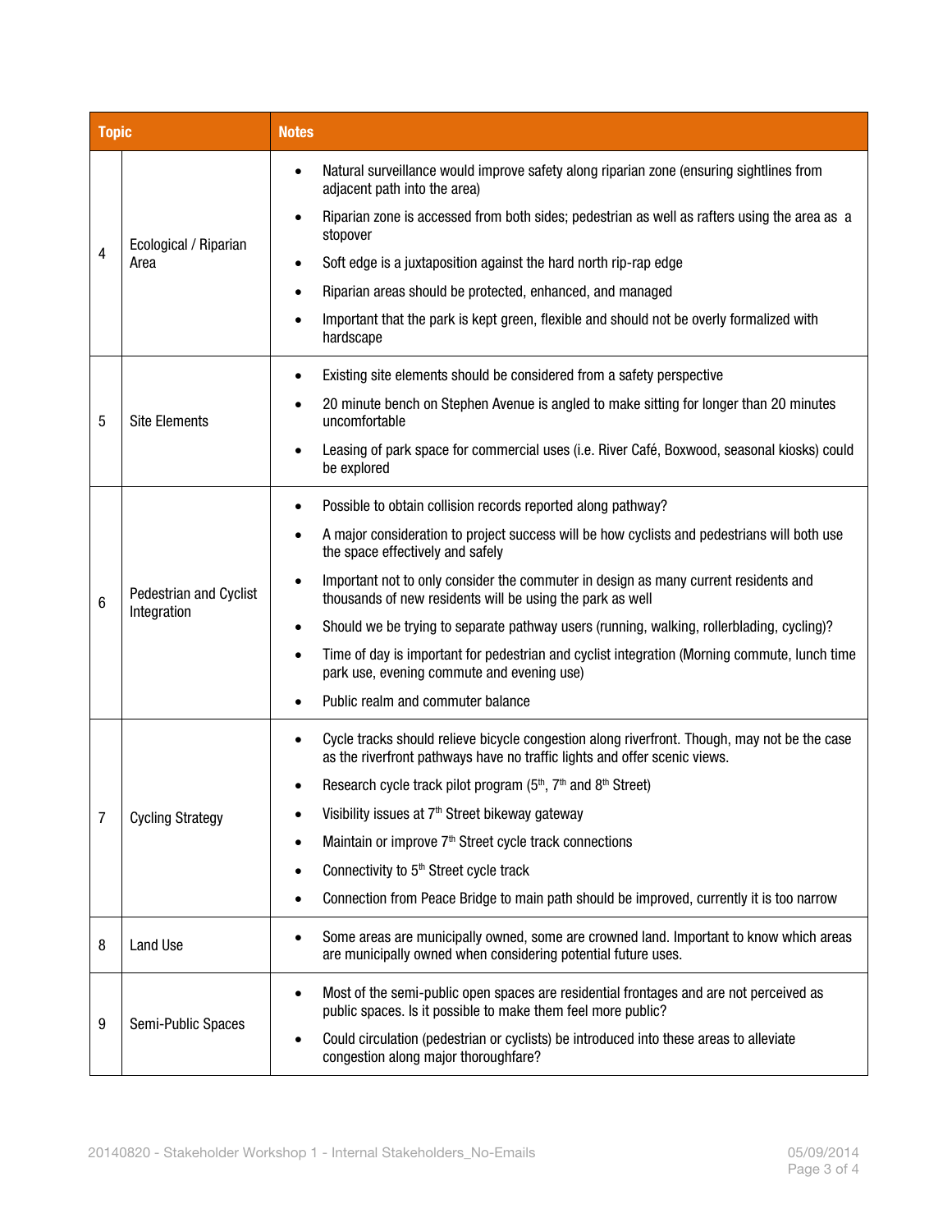| Topic | | Notes |
|---|---|---|
| 4 | Ecological / Riparian Area | • Natural surveillance would improve safety along riparian zone (ensuring sightlines from adjacent path into the area)<br>• Riparian zone is accessed from both sides; pedestrian as well as rafters using the area as a stopover<br>• Soft edge is a juxtaposition against the hard north rip-rap edge<br>• Riparian areas should be protected, enhanced, and managed<br>• Important that the park is kept green, flexible and should not be overly formalized with hardscape |
| 5 | Site Elements | • Existing site elements should be considered from a safety perspective<br>• 20 minute bench on Stephen Avenue is angled to make sitting for longer than 20 minutes uncomfortable<br>• Leasing of park space for commercial uses (i.e. River Café, Boxwood, seasonal kiosks) could be explored |
| 6 | Pedestrian and Cyclist Integration | • Possible to obtain collision records reported along pathway?<br>• A major consideration to project success will be how cyclists and pedestrians will both use the space effectively and safely<br>• Important not to only consider the commuter in design as many current residents and thousands of new residents will be using the park as well<br>• Should we be trying to separate pathway users (running, walking, rollerblading, cycling)?<br>• Time of day is important for pedestrian and cyclist integration (Morning commute, lunch time park use, evening commute and evening use)<br>• Public realm and commuter balance |
| 7 | Cycling Strategy | • Cycle tracks should relieve bicycle congestion along riverfront. Though, may not be the case as the riverfront pathways have no traffic lights and offer scenic views.<br>• Research cycle track pilot program (5th, 7th and 8th Street)<br>• Visibility issues at 7th Street bikeway gateway<br>• Maintain or improve 7th Street cycle track connections<br>• Connectivity to 5th Street cycle track<br>• Connection from Peace Bridge to main path should be improved, currently it is too narrow |
| 8 | Land Use | • Some areas are municipally owned, some are crowned land. Important to know which areas are municipally owned when considering potential future uses. |
| 9 | Semi-Public Spaces | • Most of the semi-public open spaces are residential frontages and are not perceived as public spaces. Is it possible to make them feel more public?<br>• Could circulation (pedestrian or cyclists) be introduced into these areas to alleviate congestion along major thoroughfare? |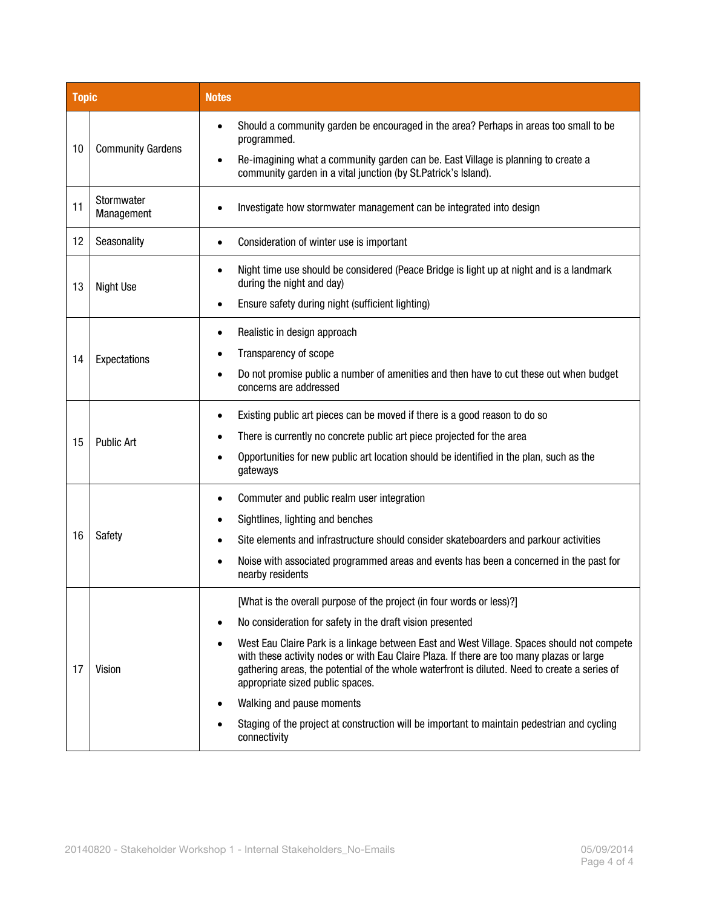| Topic | | Notes |
|---|---|---|
| 10 | Community Gardens | • Should a community garden be encouraged in the area? Perhaps in areas too small to be programmed.<br>• Re-imagining what a community garden can be. East Village is planning to create a community garden in a vital junction (by St.Patrick's Island). |
| 11 | Stormwater Management | • Investigate how stormwater management can be integrated into design |
| 12 | Seasonality | • Consideration of winter use is important |
| 13 | Night Use | • Night time use should be considered (Peace Bridge is light up at night and is a landmark during the night and day)<br>• Ensure safety during night (sufficient lighting) |
| 14 | Expectations | • Realistic in design approach<br>• Transparency of scope<br>• Do not promise public a number of amenities and then have to cut these out when budget concerns are addressed |
| 15 | Public Art | • Existing public art pieces can be moved if there is a good reason to do so<br>• There is currently no concrete public art piece projected for the area<br>• Opportunities for new public art location should be identified in the plan, such as the gateways |
| 16 | Safety | • Commuter and public realm user integration<br>• Sightlines, lighting and benches<br>• Site elements and infrastructure should consider skateboarders and parkour activities<br>• Noise with associated programmed areas and events has been a concerned in the past for nearby residents |
| 17 | Vision | [What is the overall purpose of the project (in four words or less)?]<br>• No consideration for safety in the draft vision presented<br>• West Eau Claire Park is a linkage between East and West Village. Spaces should not compete with these activity nodes or with Eau Claire Plaza. If there are too many plazas or large gathering areas, the potential of the whole waterfront is diluted. Need to create a series of appropriate sized public spaces.<br>• Walking and pause moments<br>• Staging of the project at construction will be important to maintain pedestrian and cycling connectivity |